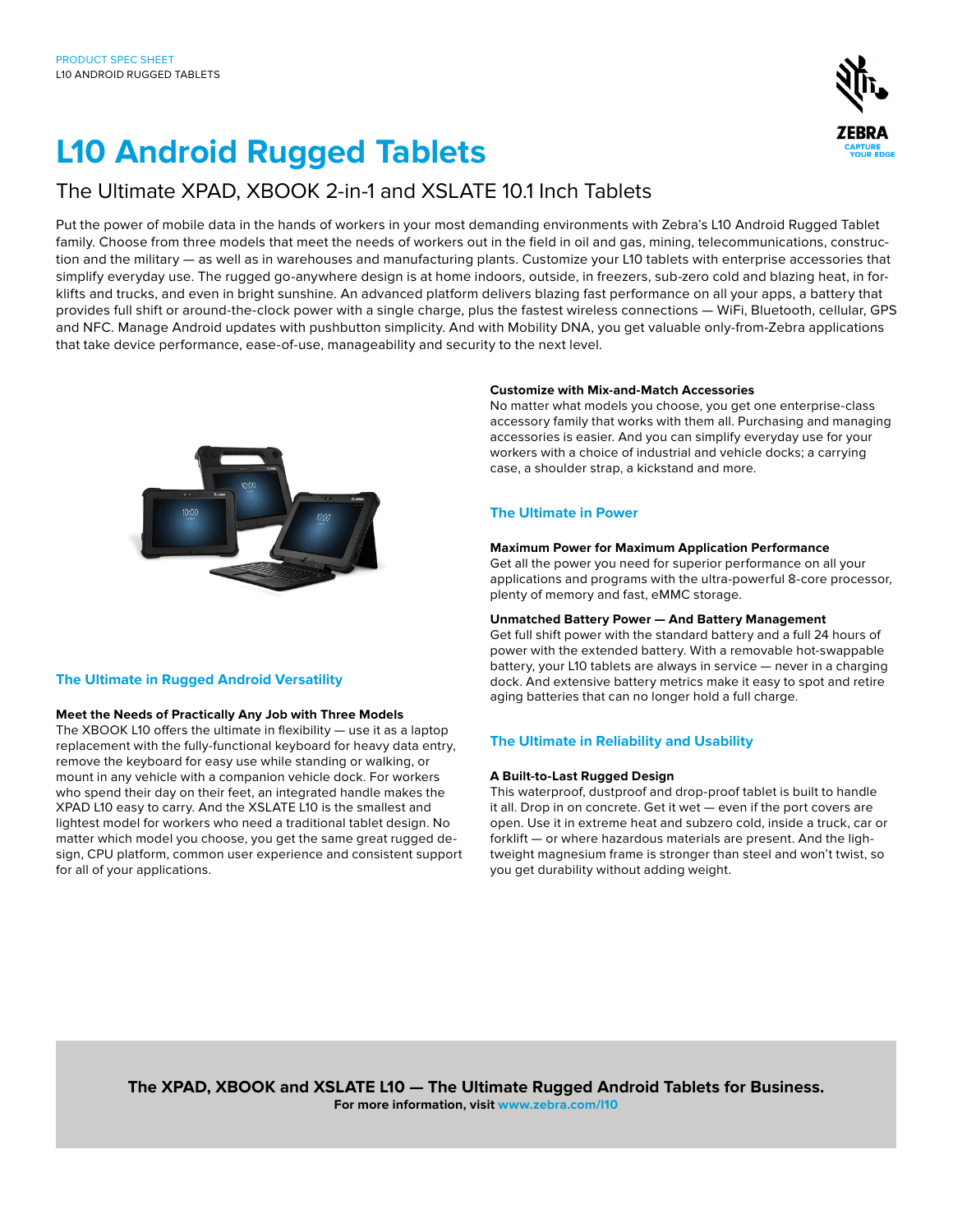PRODUCT SPEC SHEET
L10 ANDROID RUGGED TABLETS

# L10 Android Rugged Tablets

## The Ultimate XPAD, XBOOK 2-in-1 and XSLATE 10.1 Inch Tablets

Put the power of mobile data in the hands of workers in your most demanding environments with Zebra's L10 Android Rugged Tablet family. Choose from three models that meet the needs of workers out in the field in oil and gas, mining, telecommunications, construction and the military — as well as in warehouses and manufacturing plants. Customize your L10 tablets with enterprise accessories that simplify everyday use. The rugged go-anywhere design is at home indoors, outside, in freezers, sub-zero cold and blazing heat, in forklifts and trucks, and even in bright sunshine. An advanced platform delivers blazing fast performance on all your apps, a battery that provides full shift or around-the-clock power with a single charge, plus the fastest wireless connections — WiFi, Bluetooth, cellular, GPS and NFC. Manage Android updates with pushbutton simplicity. And with Mobility DNA, you get valuable only-from-Zebra applications that take device performance, ease-of-use, manageability and security to the next level.

### The Ultimate in Rugged Android Versatility

**Meet the Needs of Practically Any Job with Three Models**
The XBOOK L10 offers the ultimate in flexibility — use it as a laptop replacement with the fully-functional keyboard for heavy data entry, remove the keyboard for easy use while standing or walking, or mount in any vehicle with a companion vehicle dock. For workers who spend their day on their feet, an integrated handle makes the XPAD L10 easy to carry. And the XSLATE L10 is the smallest and lightest model for workers who need a traditional tablet design. No matter which model you choose, you get the same great rugged design, CPU platform, common user experience and consistent support for all of your applications.

**Customize with Mix-and-Match Accessories**
No matter what models you choose, you get one enterprise-class accessory family that works with them all. Purchasing and managing accessories is easier. And you can simplify everyday use for your workers with a choice of industrial and vehicle docks; a carrying case, a shoulder strap, a kickstand and more.

### The Ultimate in Power

**Maximum Power for Maximum Application Performance**
Get all the power you need for superior performance on all your applications and programs with the ultra-powerful 8-core processor, plenty of memory and fast, eMMC storage.

**Unmatched Battery Power — And Battery Management**
Get full shift power with the standard battery and a full 24 hours of power with the extended battery. With a removable hot-swappable battery, your L10 tablets are always in service — never in a charging dock. And extensive battery metrics make it easy to spot and retire aging batteries that can no longer hold a full charge.

### The Ultimate in Reliability and Usability

**A Built-to-Last Rugged Design**
This waterproof, dustproof and drop-proof tablet is built to handle it all. Drop in on concrete. Get it wet — even if the port covers are open. Use it in extreme heat and subzero cold, inside a truck, car or forklift — or where hazardous materials are present. And the lightweight magnesium frame is stronger than steel and won't twist, so you get durability without adding weight.

**The XPAD, XBOOK and XSLATE L10 — The Ultimate Rugged Android Tablets for Business.**
**For more information, visit www.zebra.com/l10**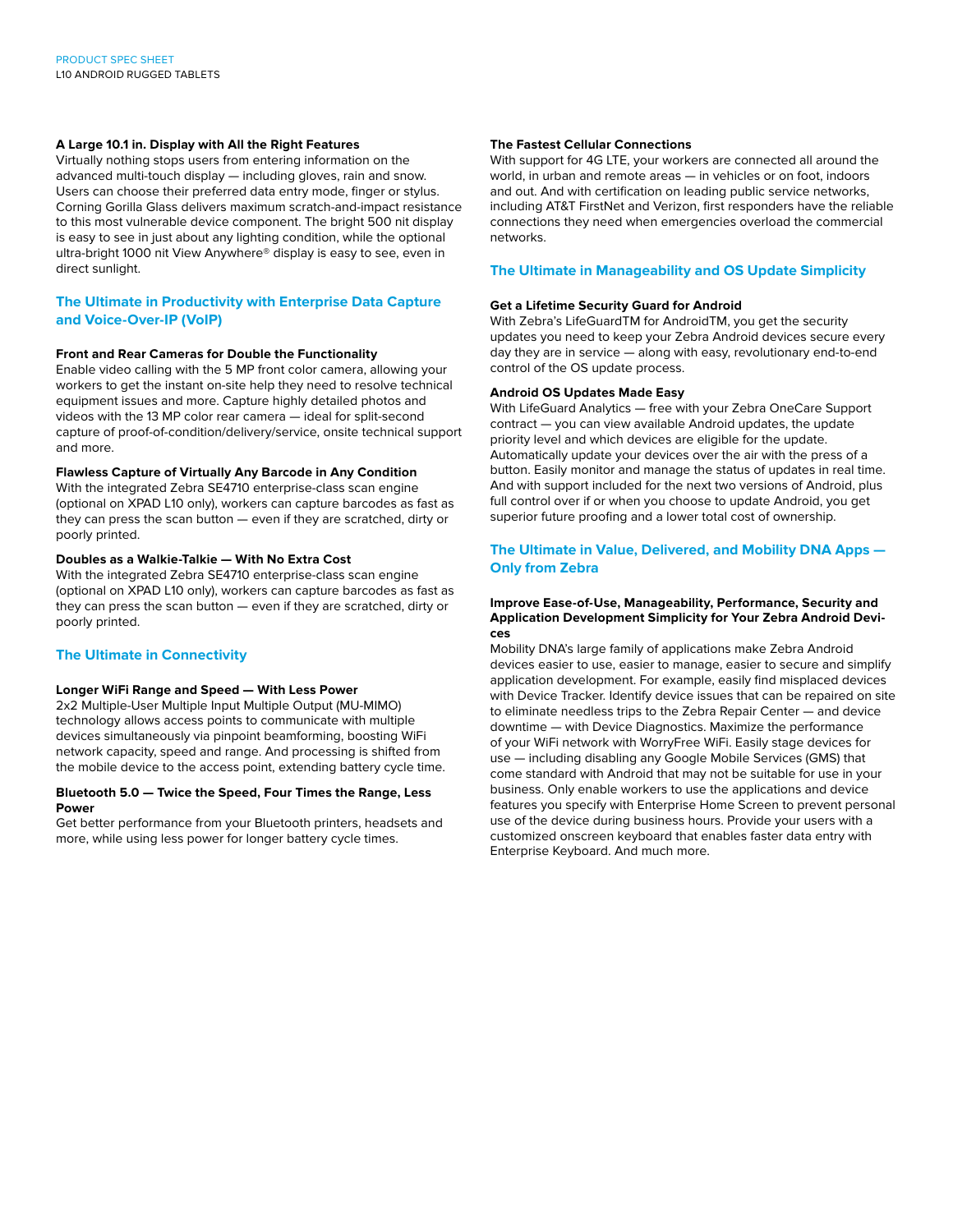### A Large 10.1 in. Display with All the Right Features

Virtually nothing stops users from entering information on the advanced multi-touch display — including gloves, rain and snow. Users can choose their preferred data entry mode, finger or stylus. Corning Gorilla Glass delivers maximum scratch-and-impact resistance to this most vulnerable device component. The bright 500 nit display is easy to see in just about any lighting condition, while the optional ultra-bright 1000 nit View Anywhere® display is easy to see, even in direct sunlight.

## The Ultimate in Productivity with Enterprise Data Capture and Voice-Over-IP (VoIP)

### Front and Rear Cameras for Double the Functionality

Enable video calling with the 5 MP front color camera, allowing your workers to get the instant on-site help they need to resolve technical equipment issues and more. Capture highly detailed photos and videos with the 13 MP color rear camera — ideal for split-second capture of proof-of-condition/delivery/service, onsite technical support and more.

### Flawless Capture of Virtually Any Barcode in Any Condition

With the integrated Zebra SE4710 enterprise-class scan engine (optional on XPAD L10 only), workers can capture barcodes as fast as they can press the scan button — even if they are scratched, dirty or poorly printed.

### Doubles as a Walkie-Talkie — With No Extra Cost

With the integrated Zebra SE4710 enterprise-class scan engine (optional on XPAD L10 only), workers can capture barcodes as fast as they can press the scan button — even if they are scratched, dirty or poorly printed.

## The Ultimate in Connectivity

### Longer WiFi Range and Speed — With Less Power

2x2 Multiple-User Multiple Input Multiple Output (MU-MIMO) technology allows access points to communicate with multiple devices simultaneously via pinpoint beamforming, boosting WiFi network capacity, speed and range. And processing is shifted from the mobile device to the access point, extending battery cycle time.

### Bluetooth 5.0 — Twice the Speed, Four Times the Range, Less Power

Get better performance from your Bluetooth printers, headsets and more, while using less power for longer battery cycle times.

### The Fastest Cellular Connections

With support for 4G LTE, your workers are connected all around the world, in urban and remote areas — in vehicles or on foot, indoors and out. And with certification on leading public service networks, including AT&T FirstNet and Verizon, first responders have the reliable connections they need when emergencies overload the commercial networks.

## The Ultimate in Manageability and OS Update Simplicity

### Get a Lifetime Security Guard for Android

With Zebra's LifeGuardTM for AndroidTM, you get the security updates you need to keep your Zebra Android devices secure every day they are in service — along with easy, revolutionary end-to-end control of the OS update process.

### Android OS Updates Made Easy

With LifeGuard Analytics — free with your Zebra OneCare Support contract — you can view available Android updates, the update priority level and which devices are eligible for the update. Automatically update your devices over the air with the press of a button. Easily monitor and manage the status of updates in real time. And with support included for the next two versions of Android, plus full control over if or when you choose to update Android, you get superior future proofing and a lower total cost of ownership.

## The Ultimate in Value, Delivered, and Mobility DNA Apps — Only from Zebra

### Improve Ease-of-Use, Manageability, Performance, Security and Application Development Simplicity for Your Zebra Android Devices

Mobility DNA's large family of applications make Zebra Android devices easier to use, easier to manage, easier to secure and simplify application development. For example, easily find misplaced devices with Device Tracker. Identify device issues that can be repaired on site to eliminate needless trips to the Zebra Repair Center — and device downtime — with Device Diagnostics. Maximize the performance of your WiFi network with WorryFree WiFi. Easily stage devices for use — including disabling any Google Mobile Services (GMS) that come standard with Android that may not be suitable for use in your business. Only enable workers to use the applications and device features you specify with Enterprise Home Screen to prevent personal use of the device during business hours. Provide your users with a customized onscreen keyboard that enables faster data entry with Enterprise Keyboard. And much more.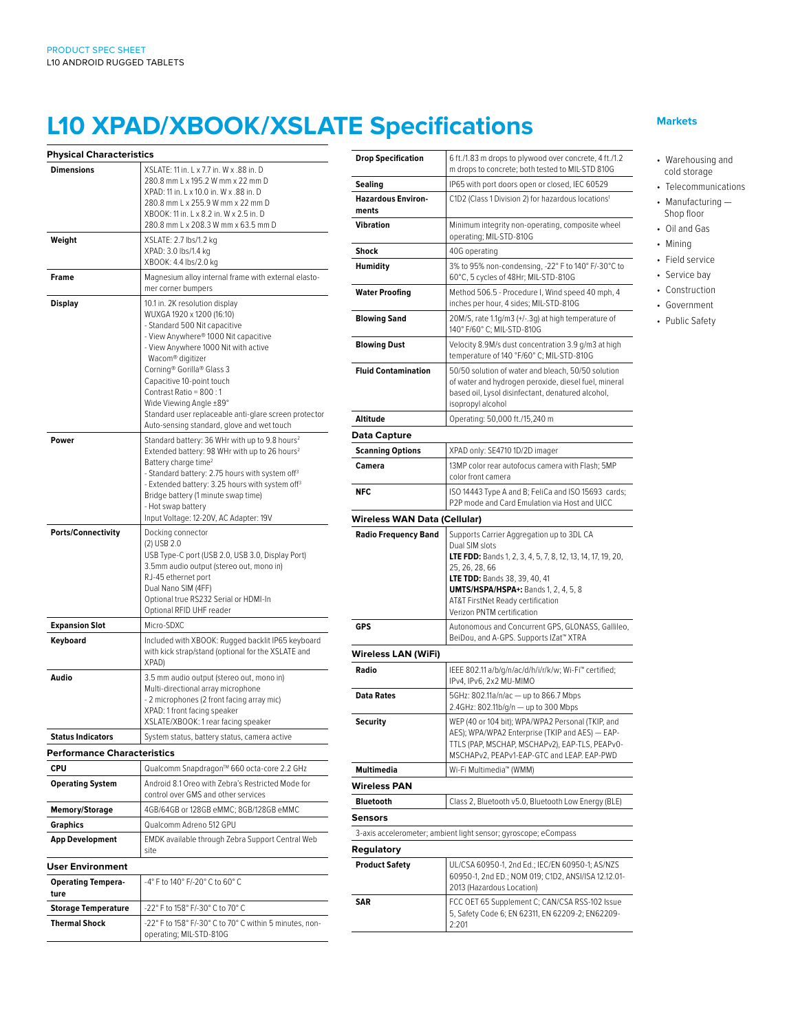PRODUCT SPEC SHEET
L10 ANDROID RUGGED TABLETS

# L10 XPAD/XBOOK/XSLATE Specifications

## Physical Characteristics

| | |
|---|---|
| **Dimensions** | XSLATE: 11 in. L x 7.7 in. W x .88 in. D<br>280.8 mm L x 195.2 W mm x 22 mm D<br>XPAD: 11 in. L x 10.0 in. W x .88 in. D<br>280.8 mm L x 255.9 W mm x 22 mm D<br>XBOOK: 11 in. L x 8.2 in. W x 2.5 in. D<br>280.8 mm L x 208.3 W mm x 63.5 mm D |
| **Weight** | XSLATE: 2.7 lbs/1.2 kg<br>XPAD: 3.0 lbs/1.4 kg<br>XBOOK: 4.4 lbs/2.0 kg |
| **Frame** | Magnesium alloy internal frame with external elastomer corner bumpers |
| **Display** | 10.1 in. 2K resolution display<br>WUXGA 1920 x 1200 (16:10)<br>- Standard 500 Nit capacitive<br>- View Anywhere® 1000 Nit capacitive<br>- View Anywhere 1000 Nit with active Wacom® digitizer<br>Corning® Gorilla® Glass 3<br>Capacitive 10-point touch<br>Contrast Ratio = 800 : 1<br>Wide Viewing Angle ±89°<br>Standard user replaceable anti-glare screen protector<br>Auto-sensing standard, glove and wet touch |
| **Power** | Standard battery: 36 WHr with up to 9.8 hours[2]<br>Extended battery: 98 WHr with up to 26 hours[2]<br>Battery charge time[2]<br>- Standard battery: 2.75 hours with system off[3]<br>- Extended battery: 3.25 hours with system off[3]<br>Bridge battery (1 minute swap time)<br>- Hot swap battery<br>Input Voltage: 12-20V, AC Adapter: 19V |
| **Ports/Connectivity** | Docking connector<br>(2) USB 2.0<br>USB Type-C port (USB 2.0, USB 3.0, Display Port)<br>3.5mm audio output (stereo out, mono in)<br>RJ-45 ethernet port<br>Dual Nano SIM (4FF)<br>Optional true RS232 Serial or HDMI-In<br>Optional RFID UHF reader |
| **Expansion Slot** | Micro-SDXC |
| **Keyboard** | Included with XBOOK: Rugged backlit IP65 keyboard with kick strap/stand (optional for the XSLATE and XPAD) |
| **Audio** | 3.5 mm audio output (stereo out, mono in)<br>Multi-directional array microphone<br>- 2 microphones (2 front facing array mic)<br>XPAD: 1 front facing speaker<br>XSLATE/XBOOK: 1 rear facing speaker |
| **Status Indicators** | System status, battery status, camera active |

## Performance Characteristics

| | |
|---|---|
| **CPU** | Qualcomm Snapdragon™ 660 octa-core 2.2 GHz |
| **Operating System** | Android 8.1 Oreo with Zebra's Restricted Mode for control over GMS and other services |
| **Memory/Storage** | 4GB/64GB or 128GB eMMC; 8GB/128GB eMMC |
| **Graphics** | Qualcomm Adreno 512 GPU |
| **App Development** | EMDK available through Zebra Support Central Web site |

## User Environment

| | |
|---|---|
| **Operating Temperature** | -4° F to 140° F/-20° C to 60° C |
| **Storage Temperature** | -22° F to 158° F/-30° C to 70° C |
| **Thermal Shock** | -22° F to 158° F/-30° C to 70° C within 5 minutes, non-operating; MIL-STD-810G |
| **Drop Specification** | 6 ft./1.83 m drops to plywood over concrete, 4 ft./1.2 m drops to concrete; both tested to MIL-STD 810G |
| **Sealing** | IP65 with port doors open or closed, IEC 60529 |
| **Hazardous Environments** | C1D2 (Class 1 Division 2) for hazardous locations[1] |
| **Vibration** | Minimum integrity non-operating, composite wheel operating; MIL-STD-810G |
| **Shock** | 40G operating |
| **Humidity** | 3% to 95% non-condensing, -22° F to 140° F/-30°C to 60°C, 5 cycles of 48Hr; MIL-STD-810G |
| **Water Proofing** | Method 506.5 - Procedure I, Wind speed 40 mph, 4 inches per hour, 4 sides; MIL-STD-810G |
| **Blowing Sand** | 20M/S, rate 1.1g/m3 (+/-.3g) at high temperature of 140° F/60° C; MIL-STD-810G |
| **Blowing Dust** | Velocity 8.9M/s dust concentration 3.9 g/m3 at high temperature of 140 °F/60° C; MIL-STD-810G |
| **Fluid Contamination** | 50/50 solution of water and bleach, 50/50 solution of water and hydrogen peroxide, diesel fuel, mineral based oil, Lysol disinfectant, denatured alcohol, isopropyl alcohol |
| **Altitude** | Operating: 50,000 ft./15,240 m |

## Data Capture

| | |
|---|---|
| **Scanning Options** | XPAD only: SE4710 1D/2D imager |
| **Camera** | 13MP color rear autofocus camera with Flash; 5MP color front camera |
| **NFC** | ISO 14443 Type A and B; FeliCa and ISO 15693 cards; P2P mode and Card Emulation via Host and UICC |

## Wireless WAN Data (Cellular)

| | |
|---|---|
| **Radio Frequency Band** | Supports Carrier Aggregation up to 3DL CA<br>Dual SIM slots<br>**LTE FDD:** Bands 1, 2, 3, 4, 5, 7, 8, 12, 13, 14, 17, 19, 20, 25, 26, 28, 66<br>**LTE TDD:** Bands 38, 39, 40, 41<br>**UMTS/HSPA/HSPA+:** Bands 1, 2, 4, 5, 8<br>AT&T FirstNet Ready certification<br>Verizon PNTM certification |
| **GPS** | Autonomous and Concurrent GPS, GLONASS, Gallileo, BeiDou, and A-GPS. Supports IZat™ XTRA |

## Wireless LAN (WiFi)

| | |
|---|---|
| **Radio** | IEEE 802.11 a/b/g/n/ac/d/h/i/r/k/w; Wi-Fi™ certified; IPv4, IPv6, 2x2 MU-MIMO |
| **Data Rates** | 5GHz: 802.11a/n/ac — up to 866.7 Mbps<br>2.4GHz: 802.11b/g/n — up to 300 Mbps |
| **Security** | WEP (40 or 104 bit); WPA/WPA2 Personal (TKIP, and AES); WPA/WPA2 Enterprise (TKIP and AES) — EAP-TTLS (PAP, MSCHAP, MSCHAPv2), EAP-TLS, PEAPv0-MSCHAPv2, PEAPv1-EAP-GTC and LEAP. EAP-PWD |
| **Multimedia** | Wi-Fi Multimedia™ (WMM) |

## Wireless PAN

| | |
|---|---|
| **Bluetooth** | Class 2, Bluetooth v5.0, Bluetooth Low Energy (BLE) |

## Sensors

3-axis accelerometer; ambient light sensor; gyroscope; eCompass

## Regulatory

| | |
|---|---|
| **Product Safety** | UL/CSA 60950-1, 2nd Ed.; IEC/EN 60950-1; AS/NZS 60950-1, 2nd ED.; NOM 019; C1D2, ANSI/ISA 12.12.01-2013 (Hazardous Location) |
| **SAR** | FCC OET 65 Supplement C; CAN/CSA RSS-102 Issue 5, Safety Code 6; EN 62311, EN 62209-2; EN62209-2:201 |

## Markets

- Warehousing and cold storage
- Telecommunications
- Manufacturing — Shop floor
- Oil and Gas
- Mining
- Field service
- Service bay
- Construction
- Government
- Public Safety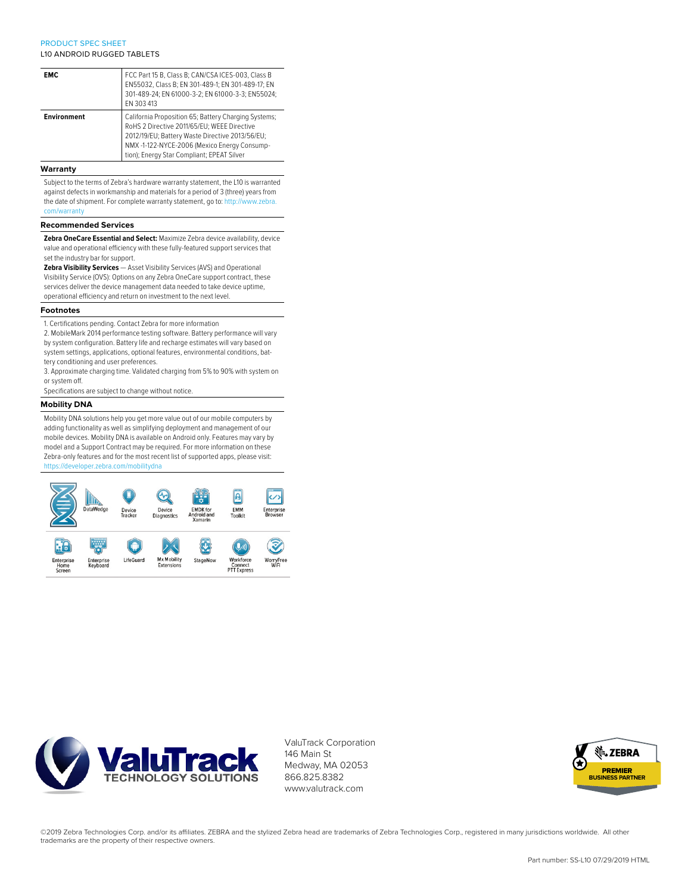| | |
|---|---|
| **EMC** | FCC Part 15 B, Class B; CAN/CSA ICES-003, Class B EN55032, Class B; EN 301-489-1; EN 301-489-17; EN 301-489-24; EN 61000-3-2; EN 61000-3-3; EN55024; EN 303 413 |
| **Environment** | California Proposition 65; Battery Charging Systems; RoHS 2 Directive 2011/65/EU; WEEE Directive 2012/19/EU; Battery Waste Directive 2013/56/EU; NMX -1-122-NYCE-2006 (Mexico Energy Consumption); Energy Star Compliant; EPEAT Silver |

## Warranty

Subject to the terms of Zebra's hardware warranty statement, the L10 is warranted against defects in workmanship and materials for a period of 3 (three) years from the date of shipment. For complete warranty statement, go to: http://www.zebra.com/warranty

## Recommended Services

**Zebra OneCare Essential and Select:** Maximize Zebra device availability, device value and operational efficiency with these fully-featured support services that set the industry bar for support.

**Zebra Visibility Services** — Asset Visibility Services (AVS) and Operational Visibility Service (OVS): Options on any Zebra OneCare support contract, these services deliver the device management data needed to take device uptime, operational efficiency and return on investment to the next level.

## Footnotes

1. Certifications pending. Contact Zebra for more information
2. MobileMark 2014 performance testing software. Battery performance will vary by system configuration. Battery life and recharge estimates will vary based on system settings, applications, optional features, environmental conditions, battery conditioning and user preferences.
3. Approximate charging time. Validated charging from 5% to 90% with system on or system off.

Specifications are subject to change without notice.

## Mobility DNA

Mobility DNA solutions help you get more value out of our mobile computers by adding functionality as well as simplifying deployment and management of our mobile devices. Mobility DNA is available on Android only. Features may vary by model and a Support Contract may be required. For more information on these Zebra-only features and for the most recent list of supported apps, please visit: https://developer.zebra.com/mobilitydna

DataWedge
Device Tracker
Device Diagnostics
EMDK for Android and Xamarin
EMM Toolkit
Enterprise Browser
Enterprise Home Screen
Enterprise Keyboard
LifeGuard
Mx Mobility Extensions
StageNow
Workforce Connect PTT Express
WorryFree WiFi

ValuTrack Corporation
146 Main St
Medway, MA 02053
866.825.8382
www.valutrack.com

ZEBRA PREMIER BUSINESS PARTNER

©2019 Zebra Technologies Corp. and/or its affiliates. ZEBRA and the stylized Zebra head are trademarks of Zebra Technologies Corp., registered in many jurisdictions worldwide. All other trademarks are the property of their respective owners.

Part number: SS-L10 07/29/2019 HTML